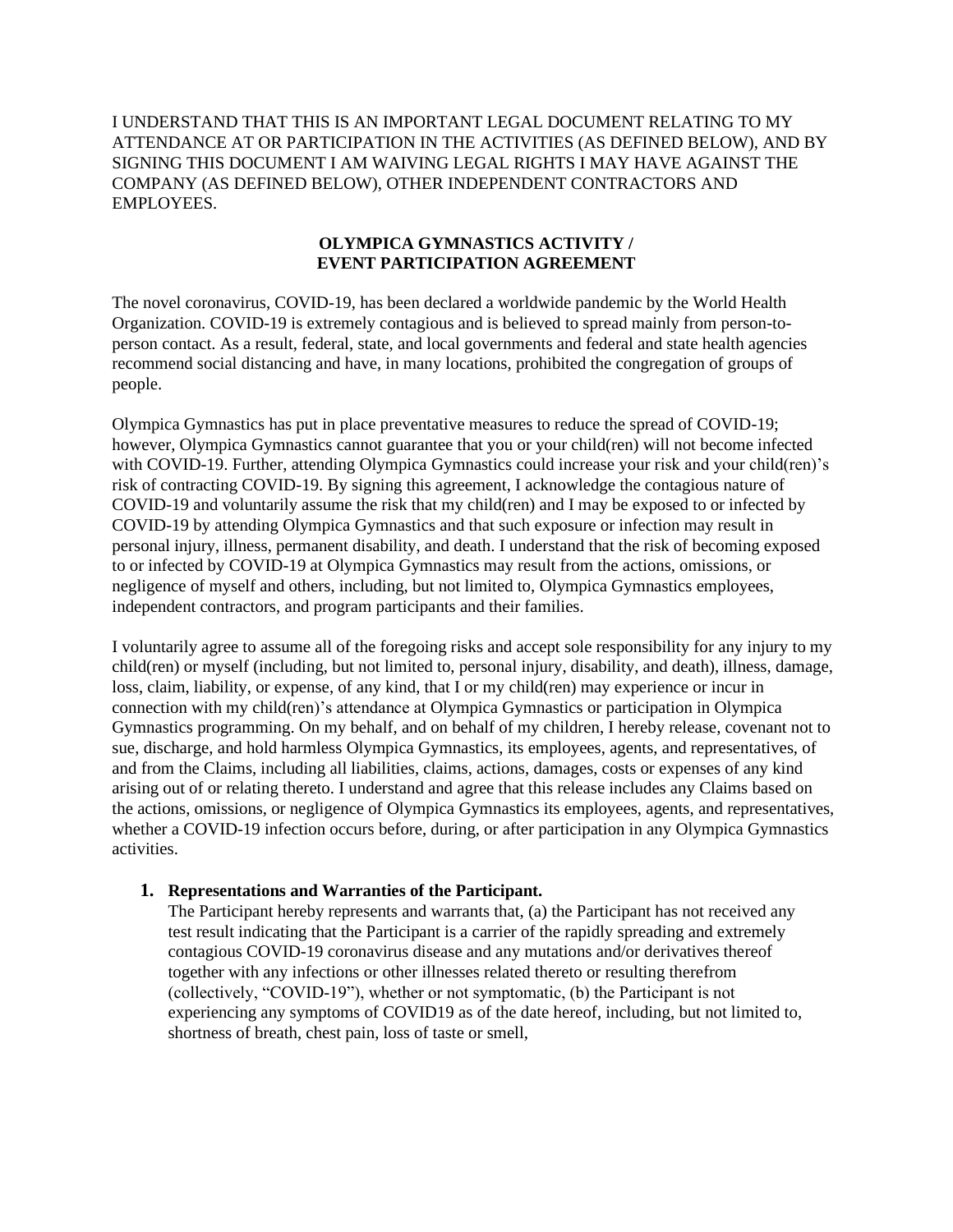I UNDERSTAND THAT THIS IS AN IMPORTANT LEGAL DOCUMENT RELATING TO MY ATTENDANCE AT OR PARTICIPATION IN THE ACTIVITIES (AS DEFINED BELOW), AND BY SIGNING THIS DOCUMENT I AM WAIVING LEGAL RIGHTS I MAY HAVE AGAINST THE COMPANY (AS DEFINED BELOW), OTHER INDEPENDENT CONTRACTORS AND EMPLOYEES.

# OLYMPICA GYMNASTICS ACTIVITY / EVENT PARTICIPATION AGREEMENT

The novel coronavirus, COVID-19, has been declared a worldwide pandemic by the World Health Organization. COVID-19 is extremely contagious and is believed to spread mainly from person-to-person contact. As a result, federal, state, and local governments and federal and state health agencies recommend social distancing and have, in many locations, prohibited the congregation of groups of people.

Olympica Gymnastics has put in place preventative measures to reduce the spread of COVID-19; however, Olympica Gymnastics cannot guarantee that you or your child(ren) will not become infected with COVID-19. Further, attending Olympica Gymnastics could increase your risk and your child(ren)'s risk of contracting COVID-19. By signing this agreement, I acknowledge the contagious nature of COVID-19 and voluntarily assume the risk that my child(ren) and I may be exposed to or infected by COVID-19 by attending Olympica Gymnastics and that such exposure or infection may result in personal injury, illness, permanent disability, and death. I understand that the risk of becoming exposed to or infected by COVID-19 at Olympica Gymnastics may result from the actions, omissions, or negligence of myself and others, including, but not limited to, Olympica Gymnastics employees, independent contractors, and program participants and their families.

I voluntarily agree to assume all of the foregoing risks and accept sole responsibility for any injury to my child(ren) or myself (including, but not limited to, personal injury, disability, and death), illness, damage, loss, claim, liability, or expense, of any kind, that I or my child(ren) may experience or incur in connection with my child(ren)'s attendance at Olympica Gymnastics or participation in Olympica Gymnastics programming. On my behalf, and on behalf of my children, I hereby release, covenant not to sue, discharge, and hold harmless Olympica Gymnastics, its employees, agents, and representatives, of and from the Claims, including all liabilities, claims, actions, damages, costs or expenses of any kind arising out of or relating thereto. I understand and agree that this release includes any Claims based on the actions, omissions, or negligence of Olympica Gymnastics its employees, agents, and representatives, whether a COVID-19 infection occurs before, during, or after participation in any Olympica Gymnastics activities.

1. **Representations and Warranties of the Participant.**
   The Participant hereby represents and warrants that, (a) the Participant has not received any test result indicating that the Participant is a carrier of the rapidly spreading and extremely contagious COVID-19 coronavirus disease and any mutations and/or derivatives thereof together with any infections or other illnesses related thereto or resulting therefrom (collectively, "COVID-19"), whether or not symptomatic, (b) the Participant is not experiencing any symptoms of COVID19 as of the date hereof, including, but not limited to, shortness of breath, chest pain, loss of taste or smell,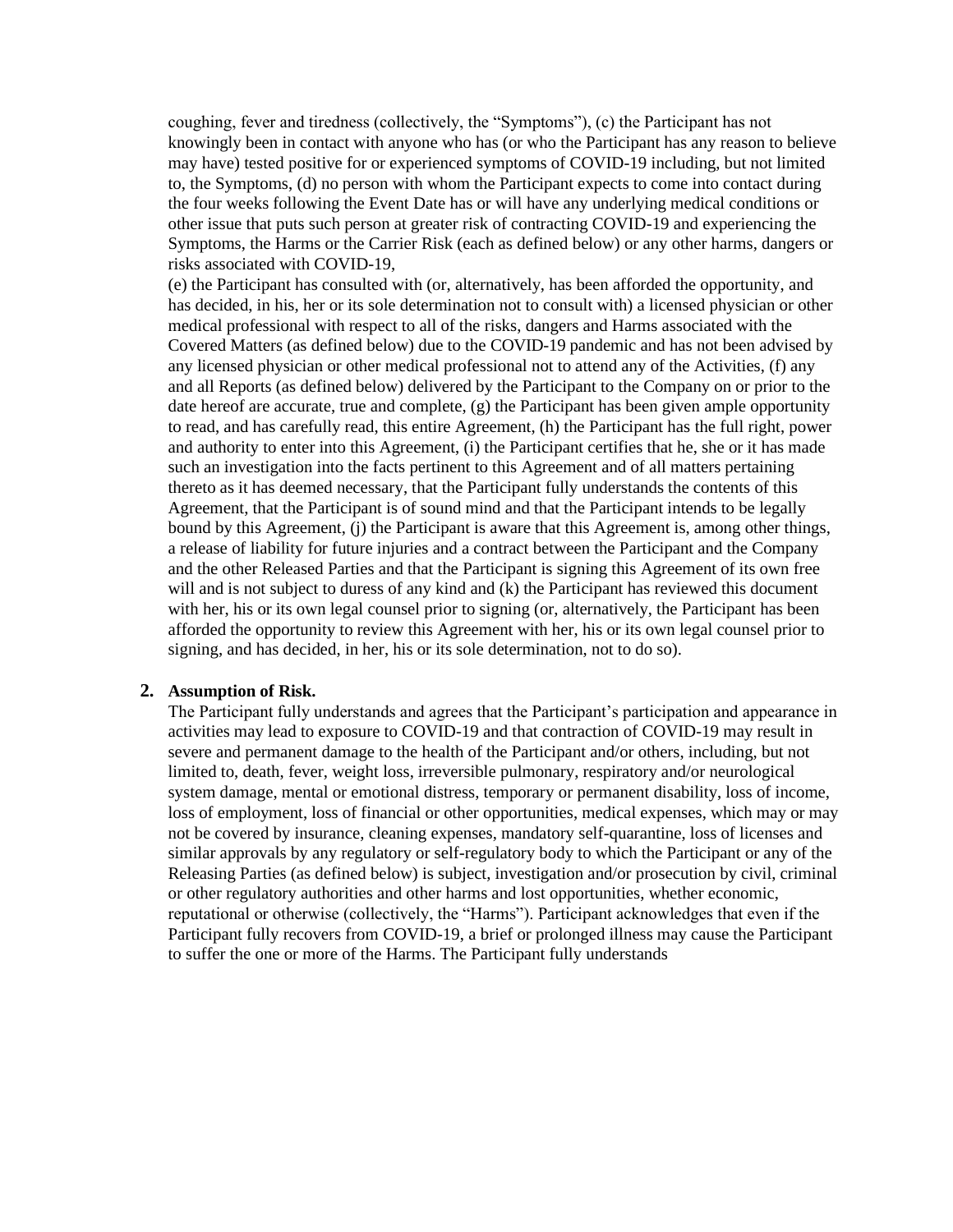coughing, fever and tiredness (collectively, the "Symptoms"), (c) the Participant has not knowingly been in contact with anyone who has (or who the Participant has any reason to believe may have) tested positive for or experienced symptoms of COVID-19 including, but not limited to, the Symptoms, (d) no person with whom the Participant expects to come into contact during the four weeks following the Event Date has or will have any underlying medical conditions or other issue that puts such person at greater risk of contracting COVID-19 and experiencing the Symptoms, the Harms or the Carrier Risk (each as defined below) or any other harms, dangers or risks associated with COVID-19,

(e) the Participant has consulted with (or, alternatively, has been afforded the opportunity, and has decided, in his, her or its sole determination not to consult with) a licensed physician or other medical professional with respect to all of the risks, dangers and Harms associated with the Covered Matters (as defined below) due to the COVID-19 pandemic and has not been advised by any licensed physician or other medical professional not to attend any of the Activities, (f) any and all Reports (as defined below) delivered by the Participant to the Company on or prior to the date hereof are accurate, true and complete, (g) the Participant has been given ample opportunity to read, and has carefully read, this entire Agreement, (h) the Participant has the full right, power and authority to enter into this Agreement, (i) the Participant certifies that he, she or it has made such an investigation into the facts pertinent to this Agreement and of all matters pertaining thereto as it has deemed necessary, that the Participant fully understands the contents of this Agreement, that the Participant is of sound mind and that the Participant intends to be legally bound by this Agreement, (j) the Participant is aware that this Agreement is, among other things, a release of liability for future injuries and a contract between the Participant and the Company and the other Released Parties and that the Participant is signing this Agreement of its own free will and is not subject to duress of any kind and (k) the Participant has reviewed this document with her, his or its own legal counsel prior to signing (or, alternatively, the Participant has been afforded the opportunity to review this Agreement with her, his or its own legal counsel prior to signing, and has decided, in her, his or its sole determination, not to do so).

**2. Assumption of Risk.**

The Participant fully understands and agrees that the Participant's participation and appearance in activities may lead to exposure to COVID-19 and that contraction of COVID-19 may result in severe and permanent damage to the health of the Participant and/or others, including, but not limited to, death, fever, weight loss, irreversible pulmonary, respiratory and/or neurological system damage, mental or emotional distress, temporary or permanent disability, loss of income, loss of employment, loss of financial or other opportunities, medical expenses, which may or may not be covered by insurance, cleaning expenses, mandatory self-quarantine, loss of licenses and similar approvals by any regulatory or self-regulatory body to which the Participant or any of the Releasing Parties (as defined below) is subject, investigation and/or prosecution by civil, criminal or other regulatory authorities and other harms and lost opportunities, whether economic, reputational or otherwise (collectively, the "Harms"). Participant acknowledges that even if the Participant fully recovers from COVID-19, a brief or prolonged illness may cause the Participant to suffer the one or more of the Harms. The Participant fully understands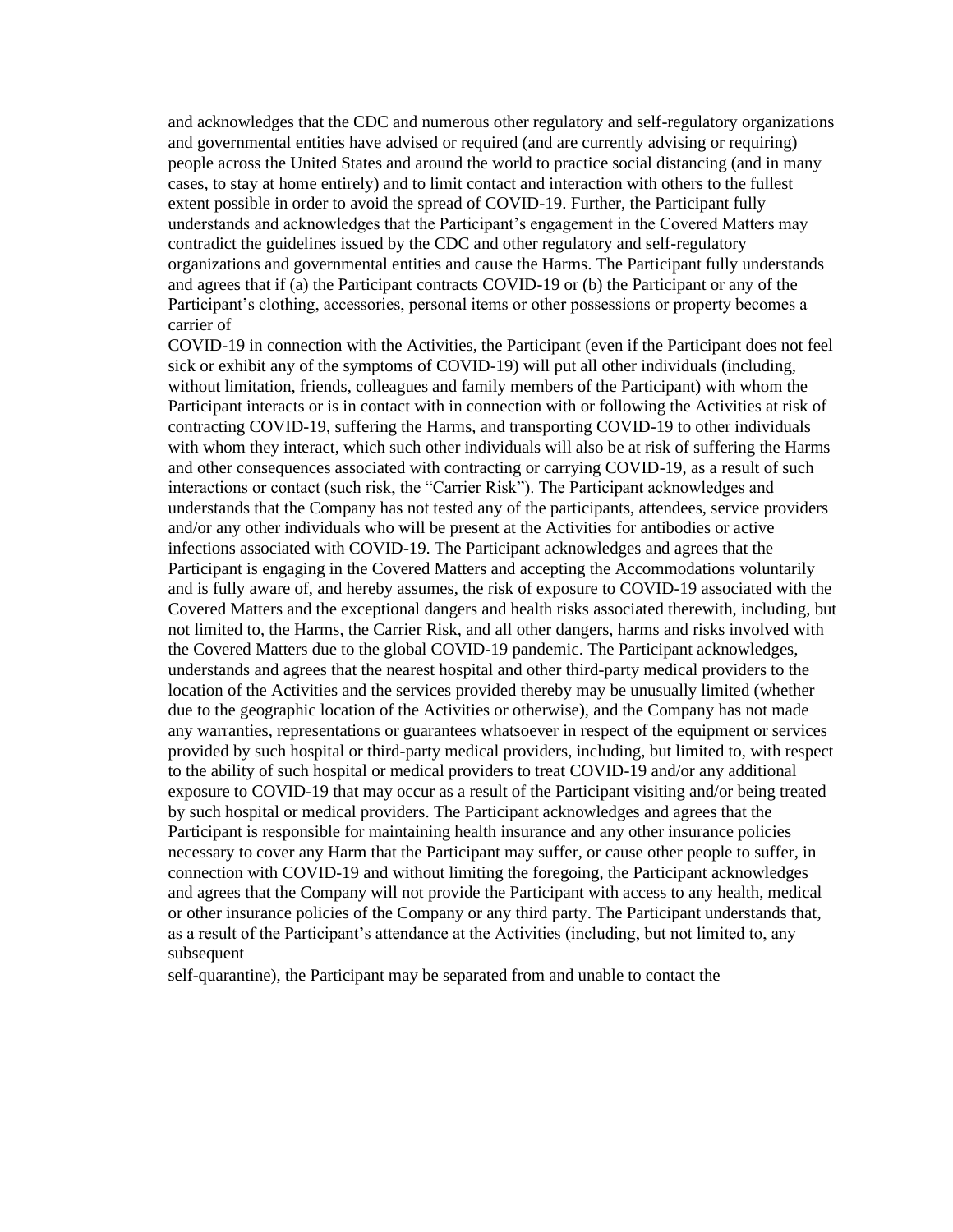and acknowledges that the CDC and numerous other regulatory and self-regulatory organizations and governmental entities have advised or required (and are currently advising or requiring) people across the United States and around the world to practice social distancing (and in many cases, to stay at home entirely) and to limit contact and interaction with others to the fullest extent possible in order to avoid the spread of COVID-19. Further, the Participant fully understands and acknowledges that the Participant's engagement in the Covered Matters may contradict the guidelines issued by the CDC and other regulatory and self-regulatory organizations and governmental entities and cause the Harms. The Participant fully understands and agrees that if (a) the Participant contracts COVID-19 or (b) the Participant or any of the Participant's clothing, accessories, personal items or other possessions or property becomes a carrier of COVID-19 in connection with the Activities, the Participant (even if the Participant does not feel sick or exhibit any of the symptoms of COVID-19) will put all other individuals (including, without limitation, friends, colleagues and family members of the Participant) with whom the Participant interacts or is in contact with in connection with or following the Activities at risk of contracting COVID-19, suffering the Harms, and transporting COVID-19 to other individuals with whom they interact, which such other individuals will also be at risk of suffering the Harms and other consequences associated with contracting or carrying COVID-19, as a result of such interactions or contact (such risk, the "Carrier Risk"). The Participant acknowledges and understands that the Company has not tested any of the participants, attendees, service providers and/or any other individuals who will be present at the Activities for antibodies or active infections associated with COVID-19. The Participant acknowledges and agrees that the Participant is engaging in the Covered Matters and accepting the Accommodations voluntarily and is fully aware of, and hereby assumes, the risk of exposure to COVID-19 associated with the Covered Matters and the exceptional dangers and health risks associated therewith, including, but not limited to, the Harms, the Carrier Risk, and all other dangers, harms and risks involved with the Covered Matters due to the global COVID-19 pandemic. The Participant acknowledges, understands and agrees that the nearest hospital and other third-party medical providers to the location of the Activities and the services provided thereby may be unusually limited (whether due to the geographic location of the Activities or otherwise), and the Company has not made any warranties, representations or guarantees whatsoever in respect of the equipment or services provided by such hospital or third-party medical providers, including, but limited to, with respect to the ability of such hospital or medical providers to treat COVID-19 and/or any additional exposure to COVID-19 that may occur as a result of the Participant visiting and/or being treated by such hospital or medical providers. The Participant acknowledges and agrees that the Participant is responsible for maintaining health insurance and any other insurance policies necessary to cover any Harm that the Participant may suffer, or cause other people to suffer, in connection with COVID-19 and without limiting the foregoing, the Participant acknowledges and agrees that the Company will not provide the Participant with access to any health, medical or other insurance policies of the Company or any third party. The Participant understands that, as a result of the Participant's attendance at the Activities (including, but not limited to, any subsequent self-quarantine), the Participant may be separated from and unable to contact the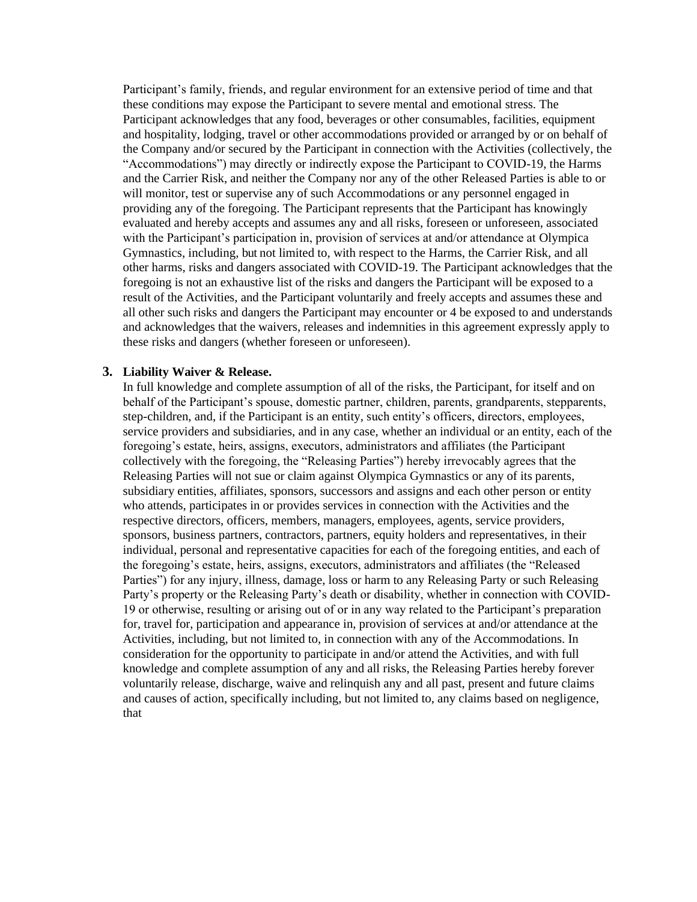Participant's family, friends, and regular environment for an extensive period of time and that these conditions may expose the Participant to severe mental and emotional stress. The Participant acknowledges that any food, beverages or other consumables, facilities, equipment and hospitality, lodging, travel or other accommodations provided or arranged by or on behalf of the Company and/or secured by the Participant in connection with the Activities (collectively, the "Accommodations") may directly or indirectly expose the Participant to COVID-19, the Harms and the Carrier Risk, and neither the Company nor any of the other Released Parties is able to or will monitor, test or supervise any of such Accommodations or any personnel engaged in providing any of the foregoing. The Participant represents that the Participant has knowingly evaluated and hereby accepts and assumes any and all risks, foreseen or unforeseen, associated with the Participant's participation in, provision of services at and/or attendance at Olympica Gymnastics, including, but not limited to, with respect to the Harms, the Carrier Risk, and all other harms, risks and dangers associated with COVID-19. The Participant acknowledges that the foregoing is not an exhaustive list of the risks and dangers the Participant will be exposed to a result of the Activities, and the Participant voluntarily and freely accepts and assumes these and all other such risks and dangers the Participant may encounter or 4 be exposed to and understands and acknowledges that the waivers, releases and indemnities in this agreement expressly apply to these risks and dangers (whether foreseen or unforeseen).

**3. Liability Waiver & Release.**

In full knowledge and complete assumption of all of the risks, the Participant, for itself and on behalf of the Participant's spouse, domestic partner, children, parents, grandparents, stepparents, step-children, and, if the Participant is an entity, such entity's officers, directors, employees, service providers and subsidiaries, and in any case, whether an individual or an entity, each of the foregoing's estate, heirs, assigns, executors, administrators and affiliates (the Participant collectively with the foregoing, the "Releasing Parties") hereby irrevocably agrees that the Releasing Parties will not sue or claim against Olympica Gymnastics or any of its parents, subsidiary entities, affiliates, sponsors, successors and assigns and each other person or entity who attends, participates in or provides services in connection with the Activities and the respective directors, officers, members, managers, employees, agents, service providers, sponsors, business partners, contractors, partners, equity holders and representatives, in their individual, personal and representative capacities for each of the foregoing entities, and each of the foregoing's estate, heirs, assigns, executors, administrators and affiliates (the "Released Parties") for any injury, illness, damage, loss or harm to any Releasing Party or such Releasing Party's property or the Releasing Party's death or disability, whether in connection with COVID-19 or otherwise, resulting or arising out of or in any way related to the Participant's preparation for, travel for, participation and appearance in, provision of services at and/or attendance at the Activities, including, but not limited to, in connection with any of the Accommodations. In consideration for the opportunity to participate in and/or attend the Activities, and with full knowledge and complete assumption of any and all risks, the Releasing Parties hereby forever voluntarily release, discharge, waive and relinquish any and all past, present and future claims and causes of action, specifically including, but not limited to, any claims based on negligence, that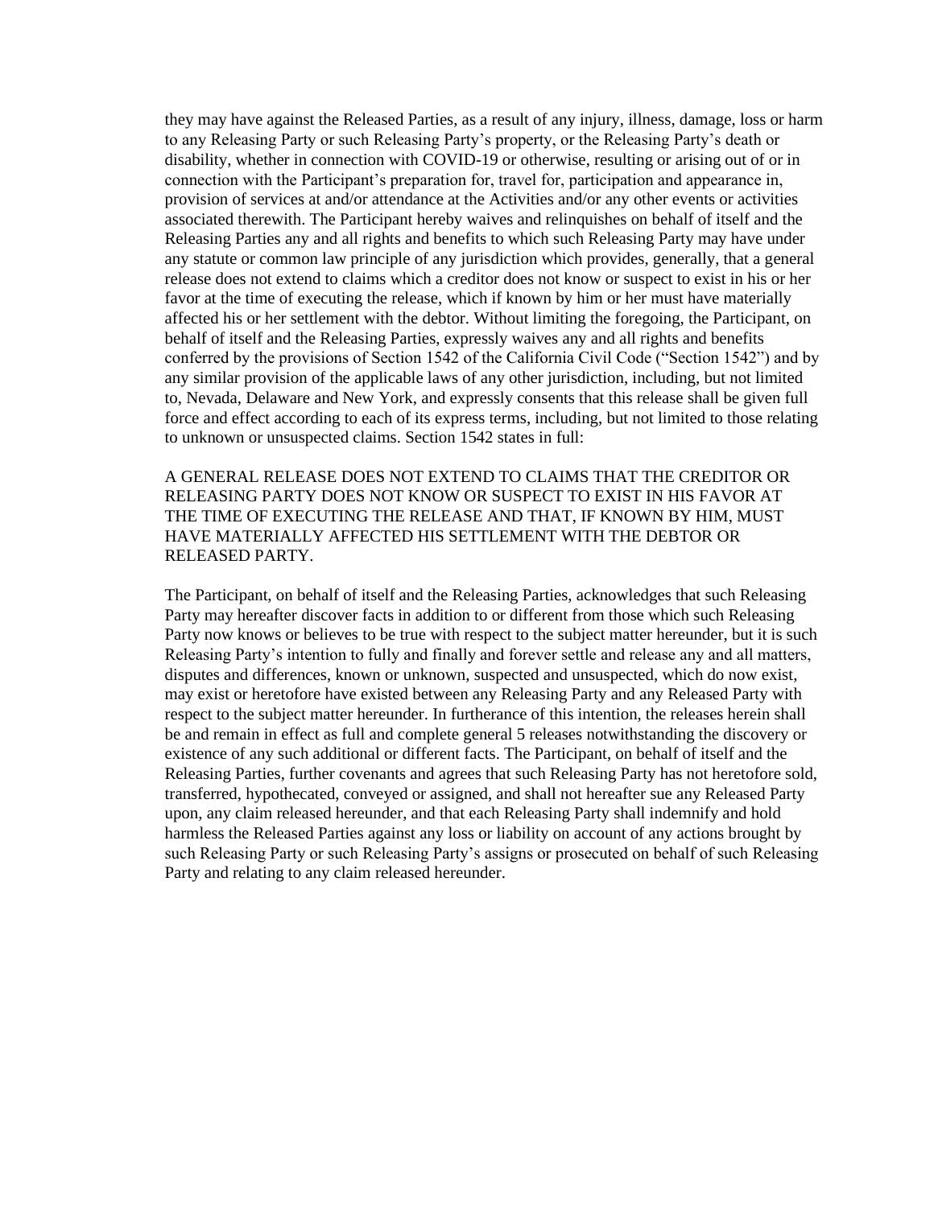they may have against the Released Parties, as a result of any injury, illness, damage, loss or harm to any Releasing Party or such Releasing Party's property, or the Releasing Party's death or disability, whether in connection with COVID-19 or otherwise, resulting or arising out of or in connection with the Participant's preparation for, travel for, participation and appearance in, provision of services at and/or attendance at the Activities and/or any other events or activities associated therewith. The Participant hereby waives and relinquishes on behalf of itself and the Releasing Parties any and all rights and benefits to which such Releasing Party may have under any statute or common law principle of any jurisdiction which provides, generally, that a general release does not extend to claims which a creditor does not know or suspect to exist in his or her favor at the time of executing the release, which if known by him or her must have materially affected his or her settlement with the debtor. Without limiting the foregoing, the Participant, on behalf of itself and the Releasing Parties, expressly waives any and all rights and benefits conferred by the provisions of Section 1542 of the California Civil Code ("Section 1542") and by any similar provision of the applicable laws of any other jurisdiction, including, but not limited to, Nevada, Delaware and New York, and expressly consents that this release shall be given full force and effect according to each of its express terms, including, but not limited to those relating to unknown or unsuspected claims. Section 1542 states in full:

A GENERAL RELEASE DOES NOT EXTEND TO CLAIMS THAT THE CREDITOR OR RELEASING PARTY DOES NOT KNOW OR SUSPECT TO EXIST IN HIS FAVOR AT THE TIME OF EXECUTING THE RELEASE AND THAT, IF KNOWN BY HIM, MUST HAVE MATERIALLY AFFECTED HIS SETTLEMENT WITH THE DEBTOR OR RELEASED PARTY.

The Participant, on behalf of itself and the Releasing Parties, acknowledges that such Releasing Party may hereafter discover facts in addition to or different from those which such Releasing Party now knows or believes to be true with respect to the subject matter hereunder, but it is such Releasing Party's intention to fully and finally and forever settle and release any and all matters, disputes and differences, known or unknown, suspected and unsuspected, which do now exist, may exist or heretofore have existed between any Releasing Party and any Released Party with respect to the subject matter hereunder. In furtherance of this intention, the releases herein shall be and remain in effect as full and complete general 5 releases notwithstanding the discovery or existence of any such additional or different facts. The Participant, on behalf of itself and the Releasing Parties, further covenants and agrees that such Releasing Party has not heretofore sold, transferred, hypothecated, conveyed or assigned, and shall not hereafter sue any Released Party upon, any claim released hereunder, and that each Releasing Party shall indemnify and hold harmless the Released Parties against any loss or liability on account of any actions brought by such Releasing Party or such Releasing Party's assigns or prosecuted on behalf of such Releasing Party and relating to any claim released hereunder.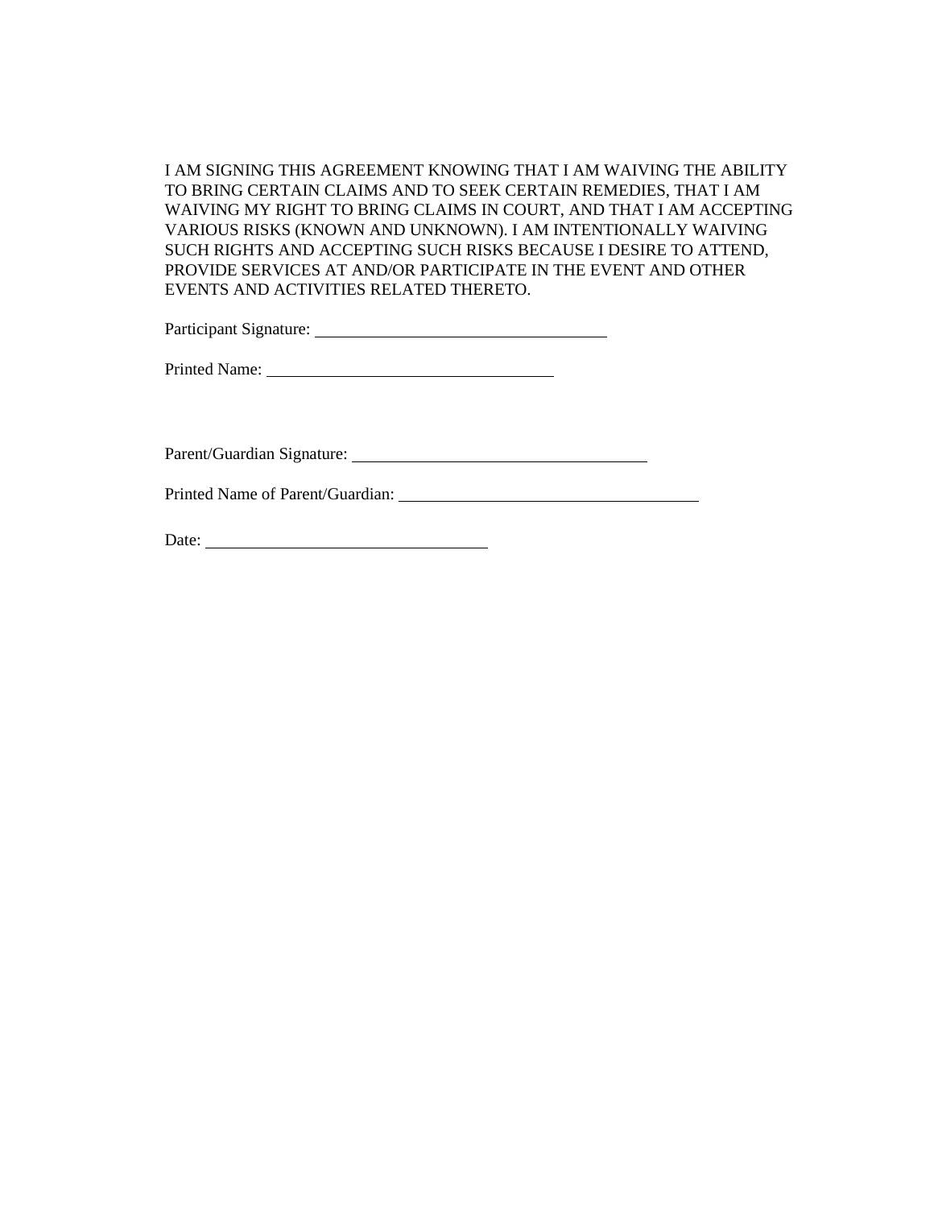I AM SIGNING THIS AGREEMENT KNOWING THAT I AM WAIVING THE ABILITY TO BRING CERTAIN CLAIMS AND TO SEEK CERTAIN REMEDIES, THAT I AM WAIVING MY RIGHT TO BRING CLAIMS IN COURT, AND THAT I AM ACCEPTING VARIOUS RISKS (KNOWN AND UNKNOWN). I AM INTENTIONALLY WAIVING SUCH RIGHTS AND ACCEPTING SUCH RISKS BECAUSE I DESIRE TO ATTEND, PROVIDE SERVICES AT AND/OR PARTICIPATE IN THE EVENT AND OTHER EVENTS AND ACTIVITIES RELATED THERETO.

Participant Signature: ________________________________

Printed Name: ________________________________

Parent/Guardian Signature: ________________________________

Printed Name of Parent/Guardian: ________________________________

Date: ________________________________